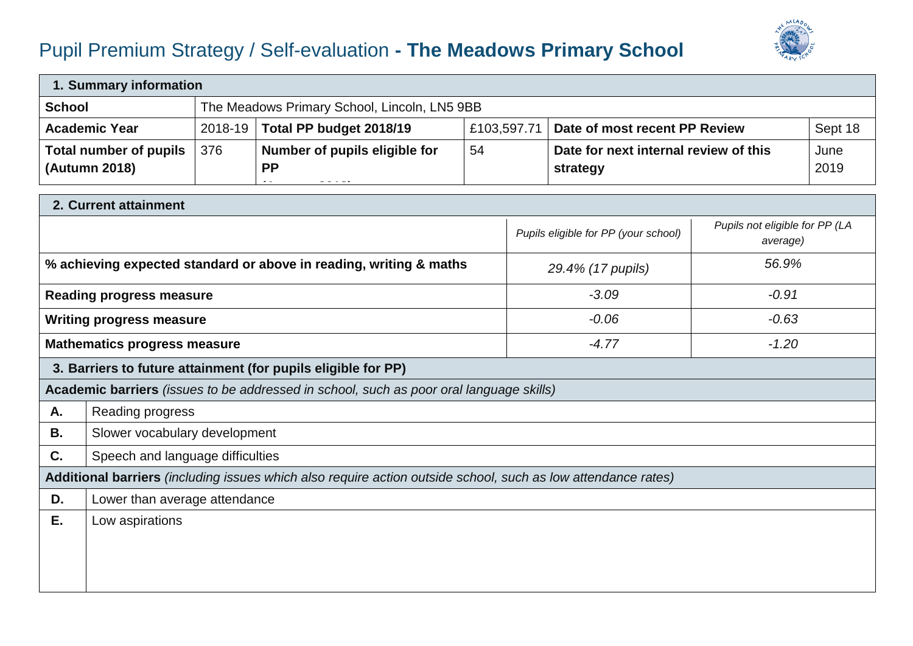# Pupil Premium Strategy / Self-evaluation - **The Meadows Primary School**

| **1. Summary information** | | | | | | |
|---|---|---|---|---|---|---|
| **School** | The Meadows Primary School, Lincoln, LN5 9BB | | | | | |
| **Academic Year** | 2018-19 | **Total PP budget 2018/19** | £103,597.71 | **Date of most recent PP Review** | Sept 18 |
| **Total number of pupils (Autumn 2018)** | 376 | **Number of pupils eligible for PP** | 54 | **Date for next internal review of this strategy** | June 2019 |

| **2. Current attainment** | | |
|---|---|---|
| | *Pupils eligible for PP (your school)* | *Pupils not eligible for PP (LA average)* |
| **% achieving expected standard or above in reading, writing & maths** | *29.4% (17 pupils)* | *56.9%* |
| **Reading progress measure** | *-3.09* | *-0.91* |
| **Writing progress measure** | *-0.06* | *-0.63* |
| **Mathematics progress measure** | *-4.77* | *-1.20* |

| **3. Barriers to future attainment (for pupils eligible for PP)** | |
|---|---|
| **Academic barriers** *(issues to be addressed in school, such as poor oral language skills)* | |
| **A.** | Reading progress |
| **B.** | Slower vocabulary development |
| **C.** | Speech and language difficulties |
| **Additional barriers** *(including issues which also require action outside school, such as low attendance rates)* | |
| **D.** | Lower than average attendance |
| **E.** | Low aspirations |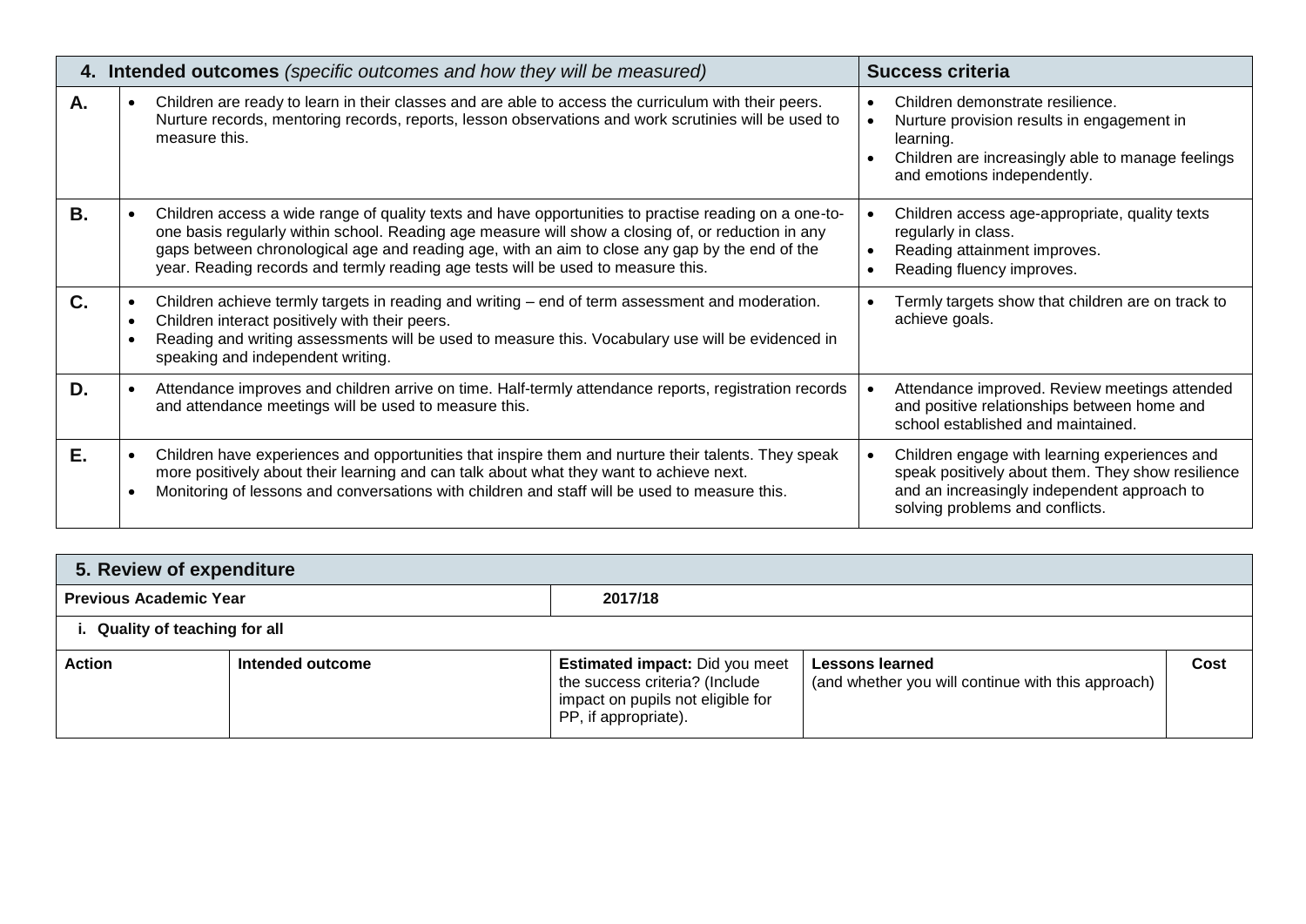| | 4. **Intended outcomes** *(specific outcomes and how they will be measured)* | **Success criteria** |
|---|---|---|
| **A.** | • Children are ready to learn in their classes and are able to access the curriculum with their peers. Nurture records, mentoring records, reports, lesson observations and work scrutinies will be used to measure this. | • Children demonstrate resilience.<br>• Nurture provision results in engagement in learning.<br>• Children are increasingly able to manage feelings and emotions independently. |
| **B.** | • Children access a wide range of quality texts and have opportunities to practise reading on a one-to-one basis regularly within school. Reading age measure will show a closing of, or reduction in any gaps between chronological age and reading age, with an aim to close any gap by the end of the year. Reading records and termly reading age tests will be used to measure this. | • Children access age-appropriate, quality texts regularly in class.<br>• Reading attainment improves.<br>• Reading fluency improves. |
| **C.** | • Children achieve termly targets in reading and writing – end of term assessment and moderation.<br>• Children interact positively with their peers.<br>• Reading and writing assessments will be used to measure this. Vocabulary use will be evidenced in speaking and independent writing. | • Termly targets show that children are on track to achieve goals. |
| **D.** | • Attendance improves and children arrive on time. Half-termly attendance reports, registration records and attendance meetings will be used to measure this. | • Attendance improved. Review meetings attended and positive relationships between home and school established and maintained. |
| **E.** | • Children have experiences and opportunities that inspire them and nurture their talents. They speak more positively about their learning and can talk about what they want to achieve next.<br>• Monitoring of lessons and conversations with children and staff will be used to measure this. | • Children engage with learning experiences and speak positively about them. They show resilience and an increasingly independent approach to solving problems and conflicts. |

| **5. Review of expenditure** | | | | |
|---|---|---|---|---|
| **Previous Academic Year** | | **2017/18** | | |
| **i. Quality of teaching for all** | | | | |
| **Action** | **Intended outcome** | **Estimated impact:** Did you meet the success criteria? (Include impact on pupils not eligible for PP, if appropriate). | **Lessons learned** (and whether you will continue with this approach) | **Cost** |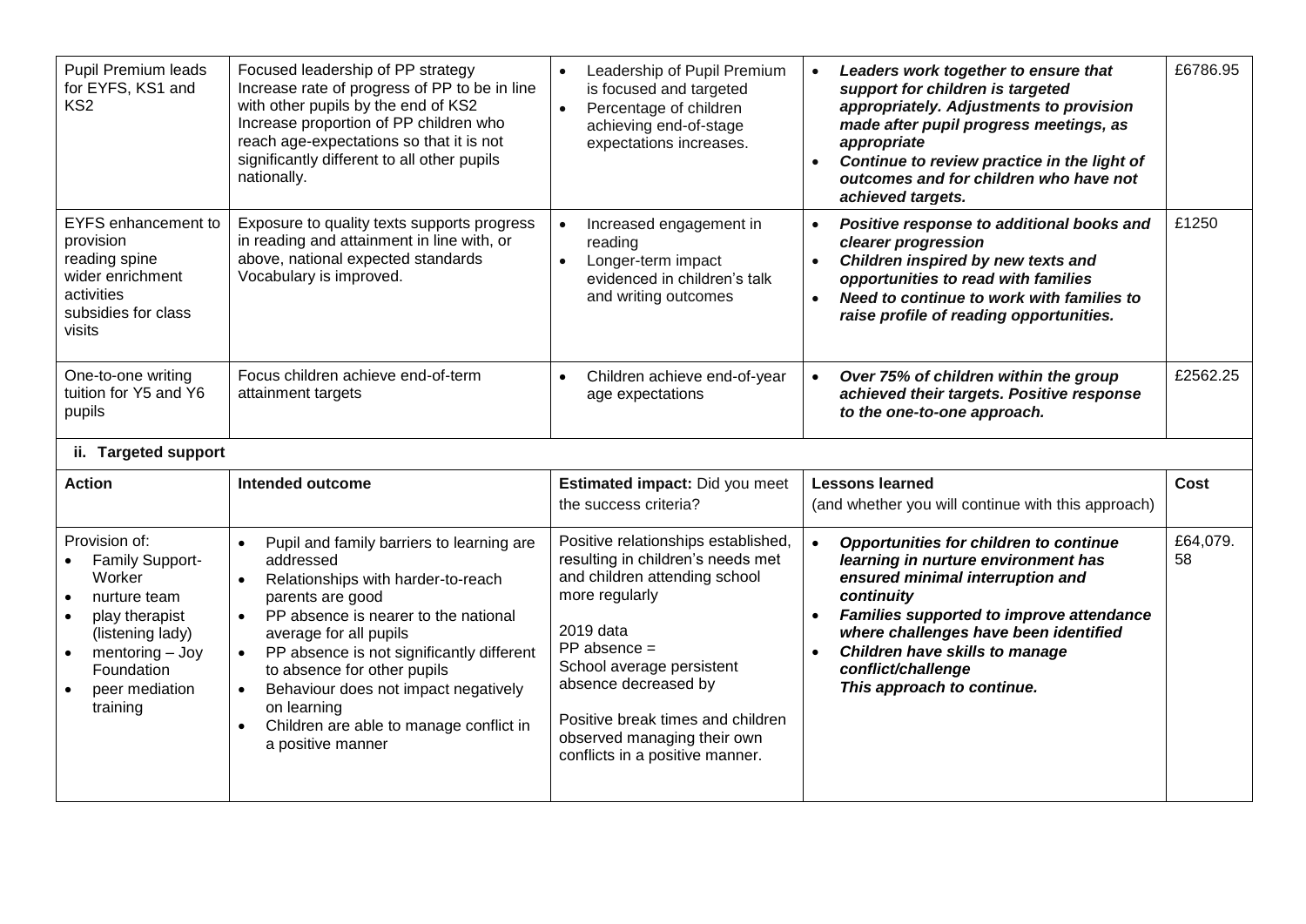| | | | | |
|---|---|---|---|---|
| Pupil Premium leads for EYFS, KS1 and KS2 | Focused leadership of PP strategy<br>Increase rate of progress of PP to be in line with other pupils by the end of KS2<br>Increase proportion of PP children who reach age-expectations so that it is not significantly different to all other pupils nationally. | • Leadership of Pupil Premium is focused and targeted<br>• Percentage of children achieving end-of-stage expectations increases. | • ***Leaders work together to ensure that support for children is targeted appropriately. Adjustments to provision made after pupil progress meetings, as appropriate***<br>• ***Continue to review practice in the light of outcomes and for children who have not achieved targets.*** | £6786.95 |
| EYFS enhancement to provision<br>reading spine<br>wider enrichment activities<br>subsidies for class visits | Exposure to quality texts supports progress in reading and attainment in line with, or above, national expected standards<br>Vocabulary is improved. | • Increased engagement in reading<br>• Longer-term impact evidenced in children's talk and writing outcomes | • ***Positive response to additional books and clearer progression***<br>• ***Children inspired by new texts and opportunities to read with families***<br>• ***Need to continue to work with families to raise profile of reading opportunities.*** | £1250 |
| One-to-one writing tuition for Y5 and Y6 pupils | Focus children achieve end-of-term attainment targets | • Children achieve end-of-year age expectations | • ***Over 75% of children within the group achieved their targets. Positive response to the one-to-one approach.*** | £2562.25 |

**ii. Targeted support**

| **Action** | **Intended outcome** | **Estimated impact:** Did you meet the success criteria? | **Lessons learned**<br>(and whether you will continue with this approach) | **Cost** |
|---|---|---|---|---|
| Provision of:<br>• Family Support-Worker<br>• nurture team<br>• play therapist (listening lady)<br>• mentoring – Joy Foundation<br>• peer mediation training | • Pupil and family barriers to learning are addressed<br>• Relationships with harder-to-reach parents are good<br>• PP absence is nearer to the national average for all pupils<br>• PP absence is not significantly different to absence for other pupils<br>• Behaviour does not impact negatively on learning<br>• Children are able to manage conflict in a positive manner | Positive relationships established, resulting in children's needs met and children attending school more regularly<br><br>2019 data<br>PP absence =<br>School average persistent absence decreased by<br><br>Positive break times and children observed managing their own conflicts in a positive manner. | • ***Opportunities for children to continue learning in nurture environment has ensured minimal interruption and continuity***<br>• ***Families supported to improve attendance where challenges have been identified***<br>• ***Children have skills to manage conflict/challenge***<br>***This approach to continue.*** | £64,079.58 |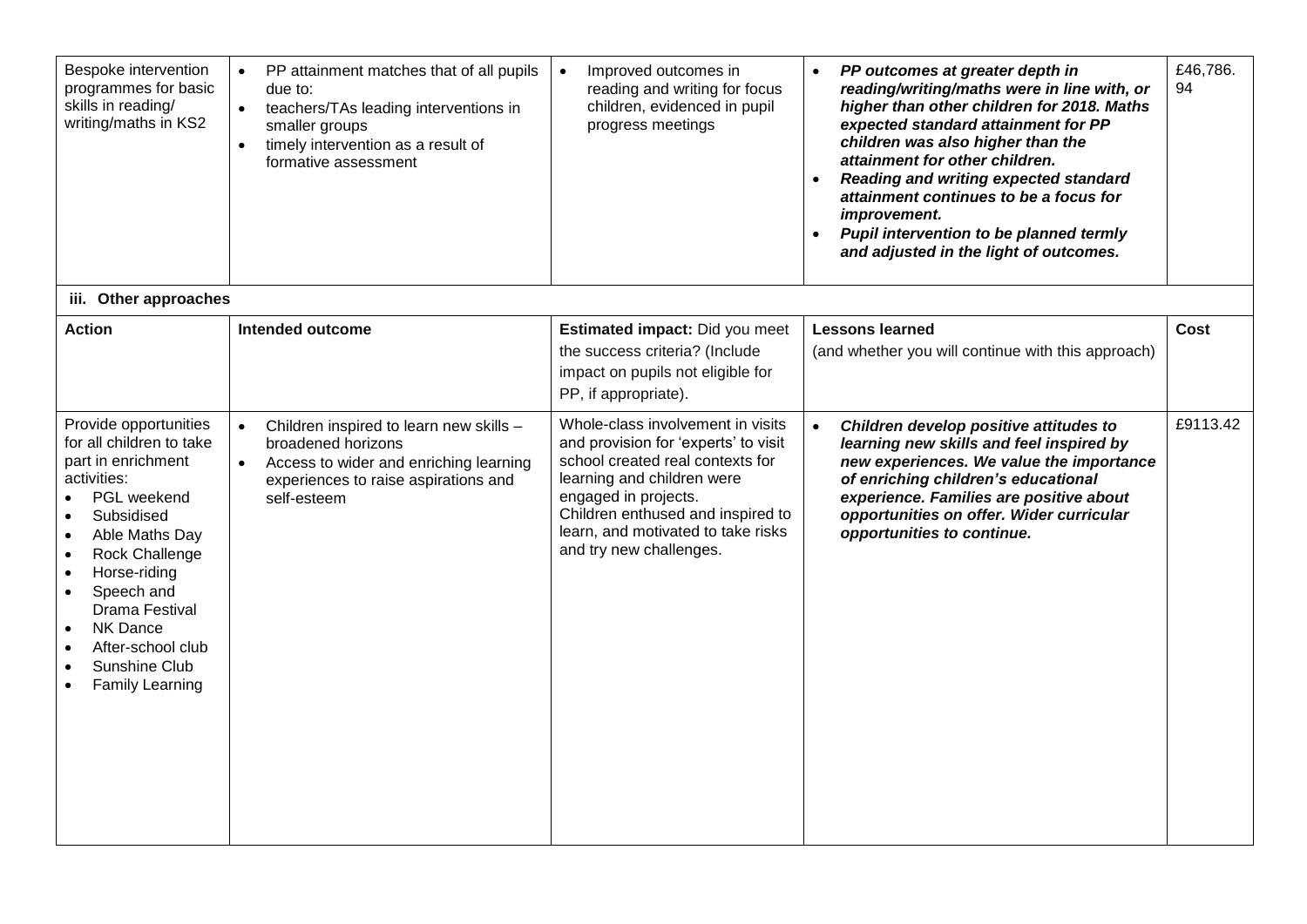| Bespoke intervention programmes for basic skills in reading/ writing/maths in KS2 | • PP attainment matches that of all pupils due to:<br>• teachers/TAs leading interventions in smaller groups<br>• timely intervention as a result of formative assessment | • Improved outcomes in reading and writing for focus children, evidenced in pupil progress meetings | • ***PP outcomes at greater depth in reading/writing/maths were in line with, or higher than other children for 2018. Maths expected standard attainment for PP children was also higher than the attainment for other children.***<br>• ***Reading and writing expected standard attainment continues to be a focus for improvement.***<br>• ***Pupil intervention to be planned termly and adjusted in the light of outcomes.*** | £46,786.94 |
|---|---|---|---|---|

**iii. Other approaches**

| Action | Intended outcome | Estimated impact: Did you meet the success criteria? (Include impact on pupils not eligible for PP, if appropriate). | Lessons learned (and whether you will continue with this approach) | Cost |
|---|---|---|---|---|
| Provide opportunities for all children to take part in enrichment activities:<br>• PGL weekend<br>• Subsidised<br>• Able Maths Day<br>• Rock Challenge<br>• Horse-riding<br>• Speech and Drama Festival<br>• NK Dance<br>• After-school club<br>• Sunshine Club<br>• Family Learning | • Children inspired to learn new skills – broadened horizons<br>• Access to wider and enriching learning experiences to raise aspirations and self-esteem | Whole-class involvement in visits and provision for 'experts' to visit school created real contexts for learning and children were engaged in projects.<br>Children enthused and inspired to learn, and motivated to take risks and try new challenges. | • ***Children develop positive attitudes to learning new skills and feel inspired by new experiences. We value the importance of enriching children's educational experience. Families are positive about opportunities on offer. Wider curricular opportunities to continue.*** | £9113.42 |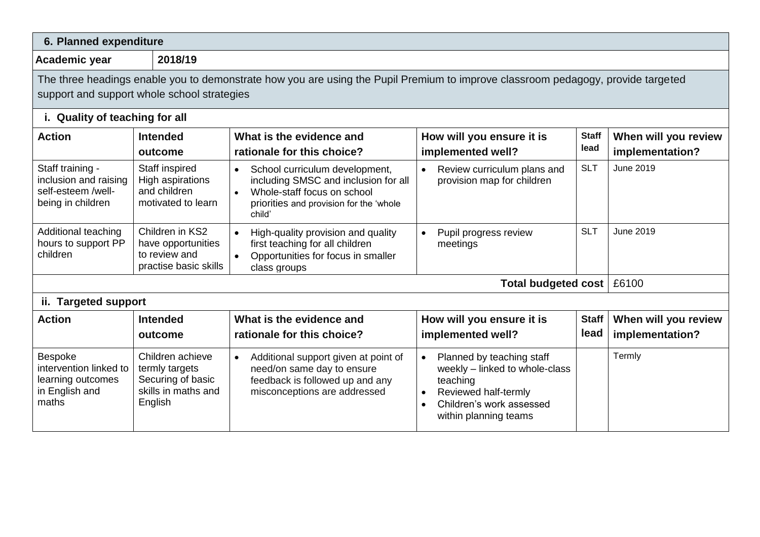## 6. Planned expenditure

| Academic year | 2018/19 |
|---|---|

The three headings enable you to demonstrate how you are using the Pupil Premium to improve classroom pedagogy, provide targeted support and support whole school strategies

### i. Quality of teaching for all

| Action | Intended outcome | What is the evidence and rationale for this choice? | How will you ensure it is implemented well? | Staff lead | When will you review implementation? |
|---|---|---|---|---|---|
| Staff training - inclusion and raising self-esteem /well-being in children | Staff inspired High aspirations and children motivated to learn | • School curriculum development, including SMSC and inclusion for all<br>• Whole-staff focus on school priorities and provision for the 'whole child' | • Review curriculum plans and provision map for children | SLT | June 2019 |
| Additional teaching hours to support PP children | Children in KS2 have opportunities to review and practise basic skills | • High-quality provision and quality first teaching for all children<br>• Opportunities for focus in smaller class groups | • Pupil progress review meetings | SLT | June 2019 |
| | | | | **Total budgeted cost** | £6100 |

### ii. Targeted support

| Action | Intended outcome | What is the evidence and rationale for this choice? | How will you ensure it is implemented well? | Staff lead | When will you review implementation? |
|---|---|---|---|---|---|
| Bespoke intervention linked to learning outcomes in English and maths | Children achieve termly targets Securing of basic skills in maths and English | • Additional support given at point of need/on same day to ensure feedback is followed up and any misconceptions are addressed | • Planned by teaching staff weekly – linked to whole-class teaching<br>• Reviewed half-termly<br>• Children's work assessed within planning teams | | Termly |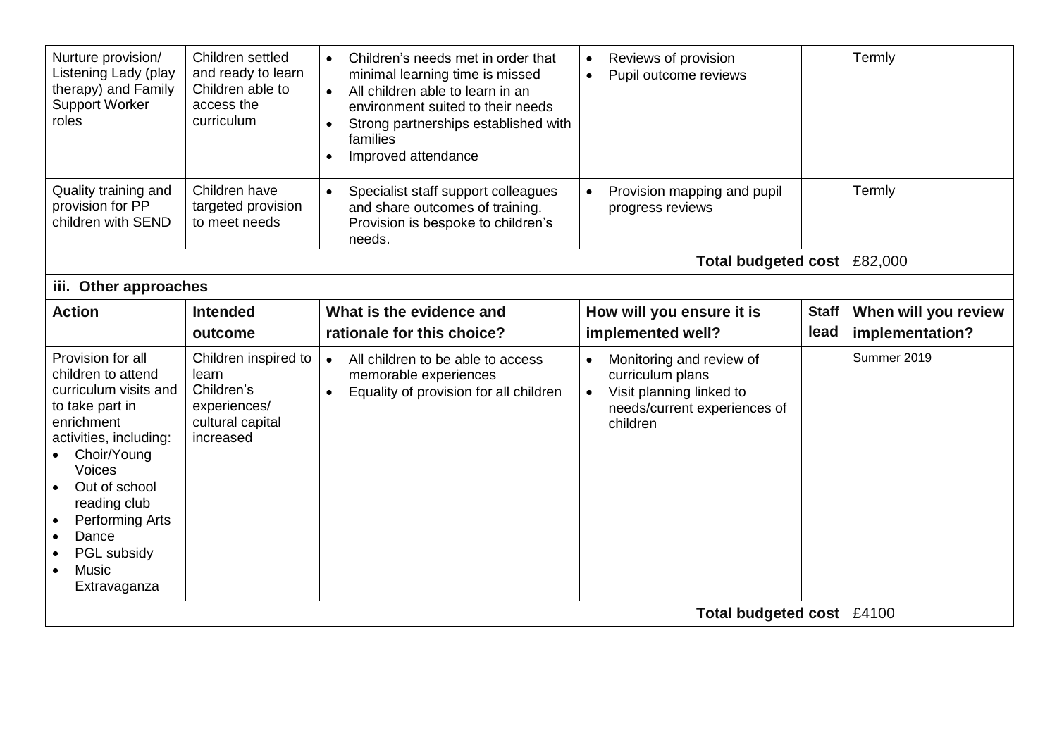| | | | | | |
|---|---|---|---|---|---|
| Nurture provision/ Listening Lady (play therapy) and Family Support Worker roles | Children settled and ready to learn Children able to access the curriculum | • Children's needs met in order that minimal learning time is missed<br>• All children able to learn in an environment suited to their needs<br>• Strong partnerships established with families<br>• Improved attendance | • Reviews of provision<br>• Pupil outcome reviews | | Termly |
| Quality training and provision for PP children with SEND | Children have targeted provision to meet needs | • Specialist staff support colleagues and share outcomes of training. Provision is bespoke to children's needs. | • Provision mapping and pupil progress reviews | | Termly |
| | | | **Total budgeted cost** | | £82,000 |

**iii. Other approaches**

| **Action** | **Intended outcome** | **What is the evidence and rationale for this choice?** | **How will you ensure it is implemented well?** | **Staff lead** | **When will you review implementation?** |
|---|---|---|---|---|---|
| Provision for all children to attend curriculum visits and to take part in enrichment activities, including:<br>• Choir/Young Voices<br>• Out of school reading club<br>• Performing Arts<br>• Dance<br>• PGL subsidy<br>• Music Extravaganza | Children inspired to learn<br>Children's experiences/ cultural capital increased | • All children to be able to access memorable experiences<br>• Equality of provision for all children | • Monitoring and review of curriculum plans<br>• Visit planning linked to needs/current experiences of children | | Summer 2019 |
| | | | **Total budgeted cost** | | £4100 |